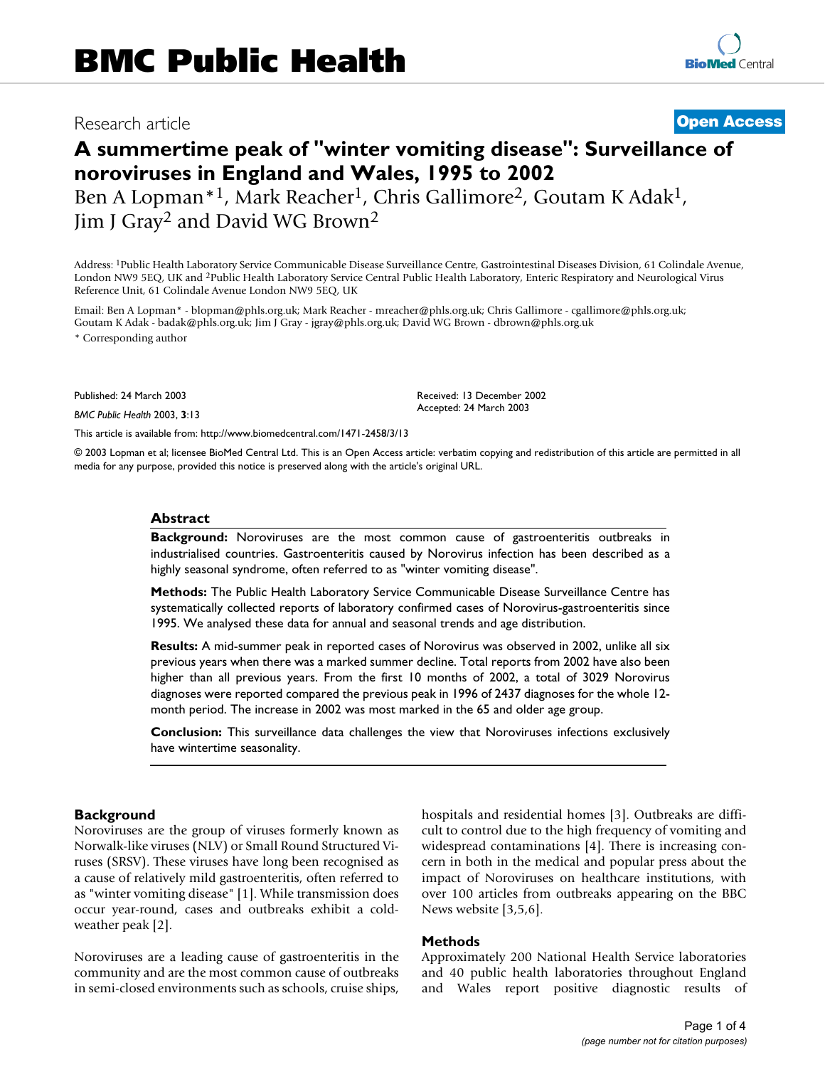# BMC Public Health

Research article

**Open Access**

# A summertime peak of "winter vomiting disease": Surveillance of noroviruses in England and Wales, 1995 to 2002

Ben A Lopman*[1], Mark Reacher[1], Chris Gallimore[2], Goutam K Adak[1], Jim J Gray[2] and David WG Brown[2]

Address: [1]Public Health Laboratory Service Communicable Disease Surveillance Centre, Gastrointestinal Diseases Division, 61 Colindale Avenue, London NW9 5EQ, UK and [2]Public Health Laboratory Service Central Public Health Laboratory, Enteric Respiratory and Neurological Virus Reference Unit, 61 Colindale Avenue London NW9 5EQ, UK

Email: Ben A Lopman* - blopman@phls.org.uk; Mark Reacher - mreacher@phls.org.uk; Chris Gallimore - cgallimore@phls.org.uk; Goutam K Adak - badak@phls.org.uk; Jim J Gray - jgray@phls.org.uk; David WG Brown - dbrown@phls.org.uk

\* Corresponding author

Published: 24 March 2003

*BMC Public Health* 2003, **3**:13

Received: 13 December 2002
Accepted: 24 March 2003

This article is available from: http://www.biomedcentral.com/1471-2458/3/13

© 2003 Lopman et al; licensee BioMed Central Ltd. This is an Open Access article: verbatim copying and redistribution of this article are permitted in all media for any purpose, provided this notice is preserved along with the article's original URL.

## Abstract

**Background:** Noroviruses are the most common cause of gastroenteritis outbreaks in industrialised countries. Gastroenteritis caused by Norovirus infection has been described as a highly seasonal syndrome, often referred to as "winter vomiting disease".

**Methods:** The Public Health Laboratory Service Communicable Disease Surveillance Centre has systematically collected reports of laboratory confirmed cases of Norovirus-gastroenteritis since 1995. We analysed these data for annual and seasonal trends and age distribution.

**Results:** A mid-summer peak in reported cases of Norovirus was observed in 2002, unlike all six previous years when there was a marked summer decline. Total reports from 2002 have also been higher than all previous years. From the first 10 months of 2002, a total of 3029 Norovirus diagnoses were reported compared the previous peak in 1996 of 2437 diagnoses for the whole 12-month period. The increase in 2002 was most marked in the 65 and older age group.

**Conclusion:** This surveillance data challenges the view that Noroviruses infections exclusively have wintertime seasonality.

## Background

Noroviruses are the group of viruses formerly known as Norwalk-like viruses (NLV) or Small Round Structured Viruses (SRSV). These viruses have long been recognised as a cause of relatively mild gastroenteritis, often referred to as "winter vomiting disease" [1]. While transmission does occur year-round, cases and outbreaks exhibit a cold-weather peak [2].

Noroviruses are a leading cause of gastroenteritis in the community and are the most common cause of outbreaks in semi-closed environments such as schools, cruise ships, hospitals and residential homes [3]. Outbreaks are difficult to control due to the high frequency of vomiting and widespread contaminations [4]. There is increasing concern in both in the medical and popular press about the impact of Noroviruses on healthcare institutions, with over 100 articles from outbreaks appearing on the BBC News website [3,5,6].

## Methods

Approximately 200 National Health Service laboratories and 40 public health laboratories throughout England and Wales report positive diagnostic results of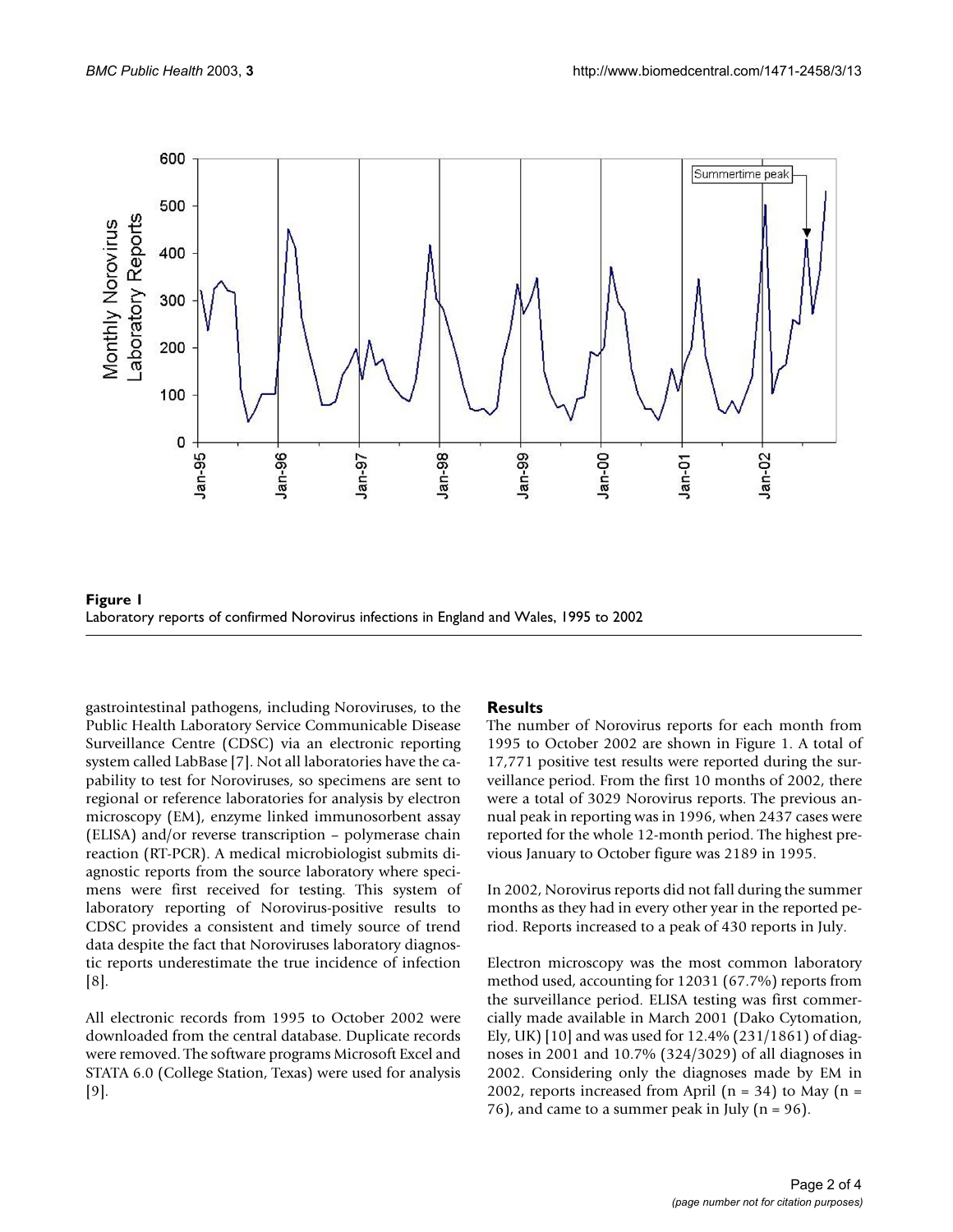**Figure 1**
Laboratory reports of confirmed Norovirus infections in England and Wales, 1995 to 2002

gastrointestinal pathogens, including Noroviruses, to the Public Health Laboratory Service Communicable Disease Surveillance Centre (CDSC) via an electronic reporting system called LabBase [7]. Not all laboratories have the capability to test for Noroviruses, so specimens are sent to regional or reference laboratories for analysis by electron microscopy (EM), enzyme linked immunosorbent assay (ELISA) and/or reverse transcription – polymerase chain reaction (RT-PCR). A medical microbiologist submits diagnostic reports from the source laboratory where specimens were first received for testing. This system of laboratory reporting of Norovirus-positive results to CDSC provides a consistent and timely source of trend data despite the fact that Noroviruses laboratory diagnostic reports underestimate the true incidence of infection [8].

All electronic records from 1995 to October 2002 were downloaded from the central database. Duplicate records were removed. The software programs Microsoft Excel and STATA 6.0 (College Station, Texas) were used for analysis [9].

## Results

The number of Norovirus reports for each month from 1995 to October 2002 are shown in Figure 1. A total of 17,771 positive test results were reported during the surveillance period. From the first 10 months of 2002, there were a total of 3029 Norovirus reports. The previous annual peak in reporting was in 1996, when 2437 cases were reported for the whole 12-month period. The highest previous January to October figure was 2189 in 1995.

In 2002, Norovirus reports did not fall during the summer months as they had in every other year in the reported period. Reports increased to a peak of 430 reports in July.

Electron microscopy was the most common laboratory method used, accounting for 12031 (67.7%) reports from the surveillance period. ELISA testing was first commercially made available in March 2001 (Dako Cytomation, Ely, UK) [10] and was used for 12.4% (231/1861) of diagnoses in 2001 and 10.7% (324/3029) of all diagnoses in 2002. Considering only the diagnoses made by EM in 2002, reports increased from April (n = 34) to May (n = 76), and came to a summer peak in July (n = 96).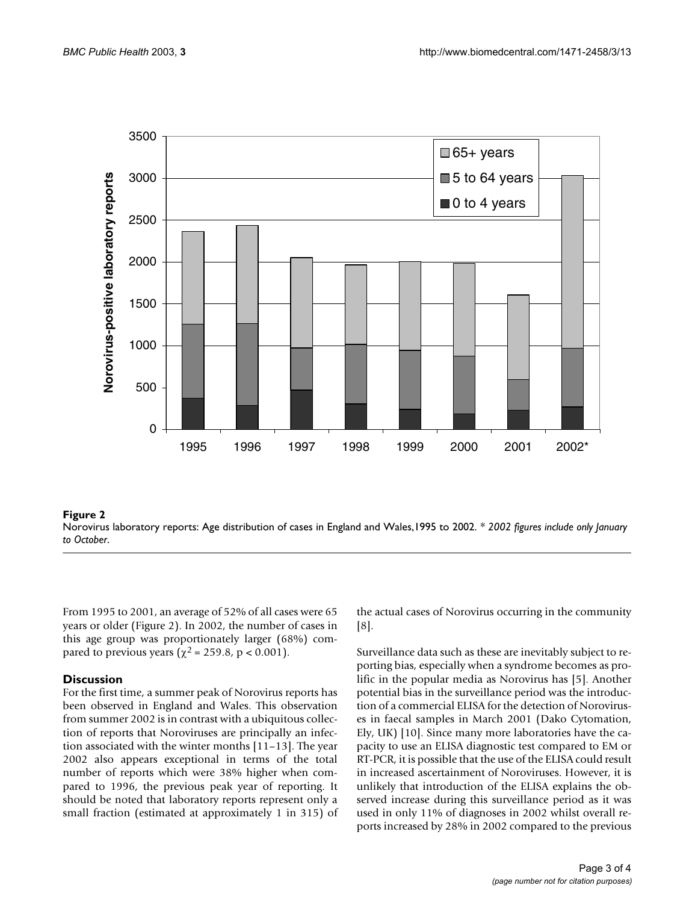**Figure 2**
Norovirus laboratory reports: Age distribution of cases in England and Wales,1995 to 2002. * *2002 figures include only January to October.*

From 1995 to 2001, an average of 52% of all cases were 65 years or older (Figure 2). In 2002, the number of cases in this age group was proportionately larger (68%) compared to previous years ($\chi^2 = 259.8$, $p < 0.001$).

## Discussion

For the first time, a summer peak of Norovirus reports has been observed in England and Wales. This observation from summer 2002 is in contrast with a ubiquitous collection of reports that Noroviruses are principally an infection associated with the winter months [11–13]. The year 2002 also appears exceptional in terms of the total number of reports which were 38% higher when compared to 1996, the previous peak year of reporting. It should be noted that laboratory reports represent only a small fraction (estimated at approximately 1 in 315) of the actual cases of Norovirus occurring in the community [8].

Surveillance data such as these are inevitably subject to reporting bias, especially when a syndrome becomes as prolific in the popular media as Norovirus has [5]. Another potential bias in the surveillance period was the introduction of a commercial ELISA for the detection of Noroviruses in faecal samples in March 2001 (Dako Cytomation, Ely, UK) [10]. Since many more laboratories have the capacity to use an ELISA diagnostic test compared to EM or RT-PCR, it is possible that the use of the ELISA could result in increased ascertainment of Noroviruses. However, it is unlikely that introduction of the ELISA explains the observed increase during this surveillance period as it was used in only 11% of diagnoses in 2002 whilst overall reports increased by 28% in 2002 compared to the previous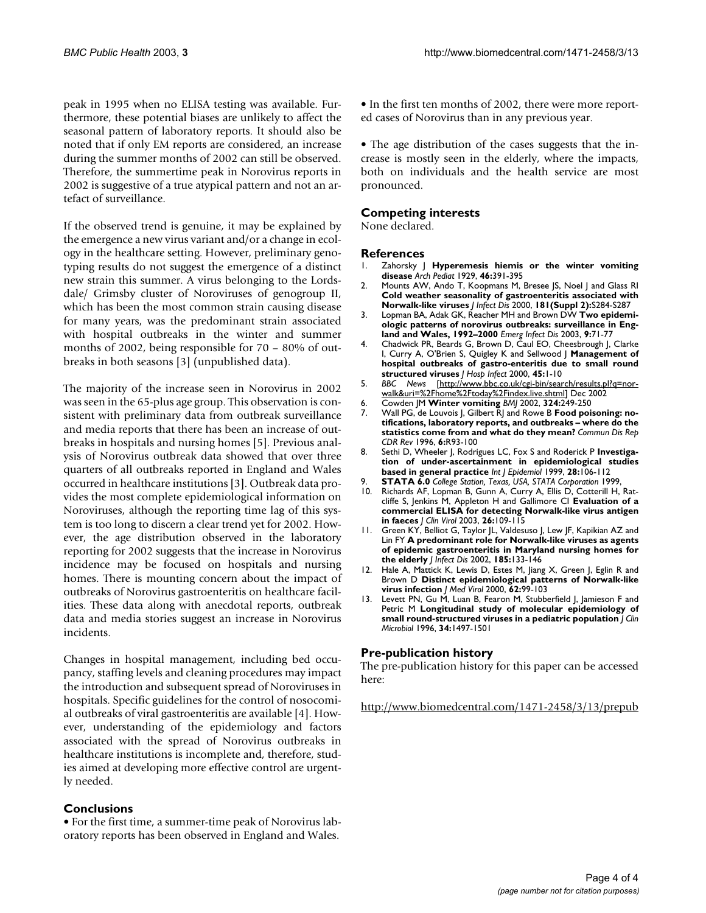peak in 1995 when no ELISA testing was available. Furthermore, these potential biases are unlikely to affect the seasonal pattern of laboratory reports. It should also be noted that if only EM reports are considered, an increase during the summer months of 2002 can still be observed. Therefore, the summertime peak in Norovirus reports in 2002 is suggestive of a true atypical pattern and not an artefact of surveillance.

If the observed trend is genuine, it may be explained by the emergence a new virus variant and/or a change in ecology in the healthcare setting. However, preliminary genotyping results do not suggest the emergence of a distinct new strain this summer. A virus belonging to the Lordsdale/ Grimsby cluster of Noroviruses of genogroup II, which has been the most common strain causing disease for many years, was the predominant strain associated with hospital outbreaks in the winter and summer months of 2002, being responsible for 70 – 80% of outbreaks in both seasons [3] (unpublished data).

The majority of the increase seen in Norovirus in 2002 was seen in the 65-plus age group. This observation is consistent with preliminary data from outbreak surveillance and media reports that there has been an increase of outbreaks in hospitals and nursing homes [5]. Previous analysis of Norovirus outbreak data showed that over three quarters of all outbreaks reported in England and Wales occurred in healthcare institutions [3]. Outbreak data provides the most complete epidemiological information on Noroviruses, although the reporting time lag of this system is too long to discern a clear trend yet for 2002. However, the age distribution observed in the laboratory reporting for 2002 suggests that the increase in Norovirus incidence may be focused on hospitals and nursing homes. There is mounting concern about the impact of outbreaks of Norovirus gastroenteritis on healthcare facilities. These data along with anecdotal reports, outbreak data and media stories suggest an increase in Norovirus incidents.

Changes in hospital management, including bed occupancy, staffing levels and cleaning procedures may impact the introduction and subsequent spread of Noroviruses in hospitals. Specific guidelines for the control of nosocomial outbreaks of viral gastroenteritis are available [4]. However, understanding of the epidemiology and factors associated with the spread of Norovirus outbreaks in healthcare institutions is incomplete and, therefore, studies aimed at developing more effective control are urgently needed.

## Conclusions

- For the first time, a summer-time peak of Norovirus laboratory reports has been observed in England and Wales.
- In the first ten months of 2002, there were more reported cases of Norovirus than in any previous year.
- The age distribution of the cases suggests that the increase is mostly seen in the elderly, where the impacts, both on individuals and the health service are most pronounced.

## Competing interests

None declared.

## References

1. Zahorsky J **Hyperemesis hiemis or the winter vomiting disease** *Arch Pediat* 1929, **46:**391-395
2. Mounts AW, Ando T, Koopmans M, Bresee JS, Noel J and Glass RI **Cold weather seasonality of gastroenteritis associated with Norwalk-like viruses** *J Infect Dis* 2000, **181(Suppl 2):**S284-S287
3. Lopman BA, Adak GK, Reacher MH and Brown DW **Two epidemiologic patterns of norovirus outbreaks: surveillance in England and Wales, 1992–2000** *Emerg Infect Dis* 2003, **9:**71-77
4. Chadwick PR, Beards G, Brown D, Caul EO, Cheesbrough J, Clarke I, Curry A, O'Brien S, Quigley K and Sellwood J **Management of hospital outbreaks of gastro-enteritis due to small round structured viruses** *J Hosp Infect* 2000, **45:**1-10
5. *BBC News* [http://www.bbc.co.uk/cgi-bin/search/results.pl?q=norwalk&uri=%2Fhome%2Ftoday%2Findex.live.shtml] Dec 2002
6. Cowden JM **Winter vomiting** *BMJ* 2002, **324:**249-250
7. Wall PG, de Louvois J, Gilbert RJ and Rowe B **Food poisoning: notifications, laboratory reports, and outbreaks – where do the statistics come from and what do they mean?** *Commun Dis Rep CDR Rev* 1996, **6:**R93-100
8. Sethi D, Wheeler J, Rodrigues LC, Fox S and Roderick P **Investigation of under-ascertainment in epidemiological studies based in general practice** *Int J Epidemiol* 1999, **28:**106-112
9. **STATA 6.0** *College Station, Texas, USA, STATA Corporation* 1999,
10. Richards AF, Lopman B, Gunn A, Curry A, Ellis D, Cotterill H, Ratcliffe S, Jenkins M, Appleton H and Gallimore CI **Evaluation of a commercial ELISA for detecting Norwalk-like virus antigen in faeces** *J Clin Virol* 2003, **26:**109-115
11. Green KY, Belliot G, Taylor JL, Valdesuso J, Lew JF, Kapikian AZ and Lin FY **A predominant role for Norwalk-like viruses as agents of epidemic gastroenteritis in Maryland nursing homes for the elderly** *J Infect Dis* 2002, **185:**133-146
12. Hale A, Mattick K, Lewis D, Estes M, Jiang X, Green J, Eglin R and Brown D **Distinct epidemiological patterns of Norwalk-like virus infection** *J Med Virol* 2000, **62:**99-103
13. Levett PN, Gu M, Luan B, Fearon M, Stubberfield J, Jamieson F and Petric M **Longitudinal study of molecular epidemiology of small round-structured viruses in a pediatric population** *J Clin Microbiol* 1996, **34:**1497-1501

## Pre-publication history

The pre-publication history for this paper can be accessed here:

http://www.biomedcentral.com/1471-2458/3/13/prepub